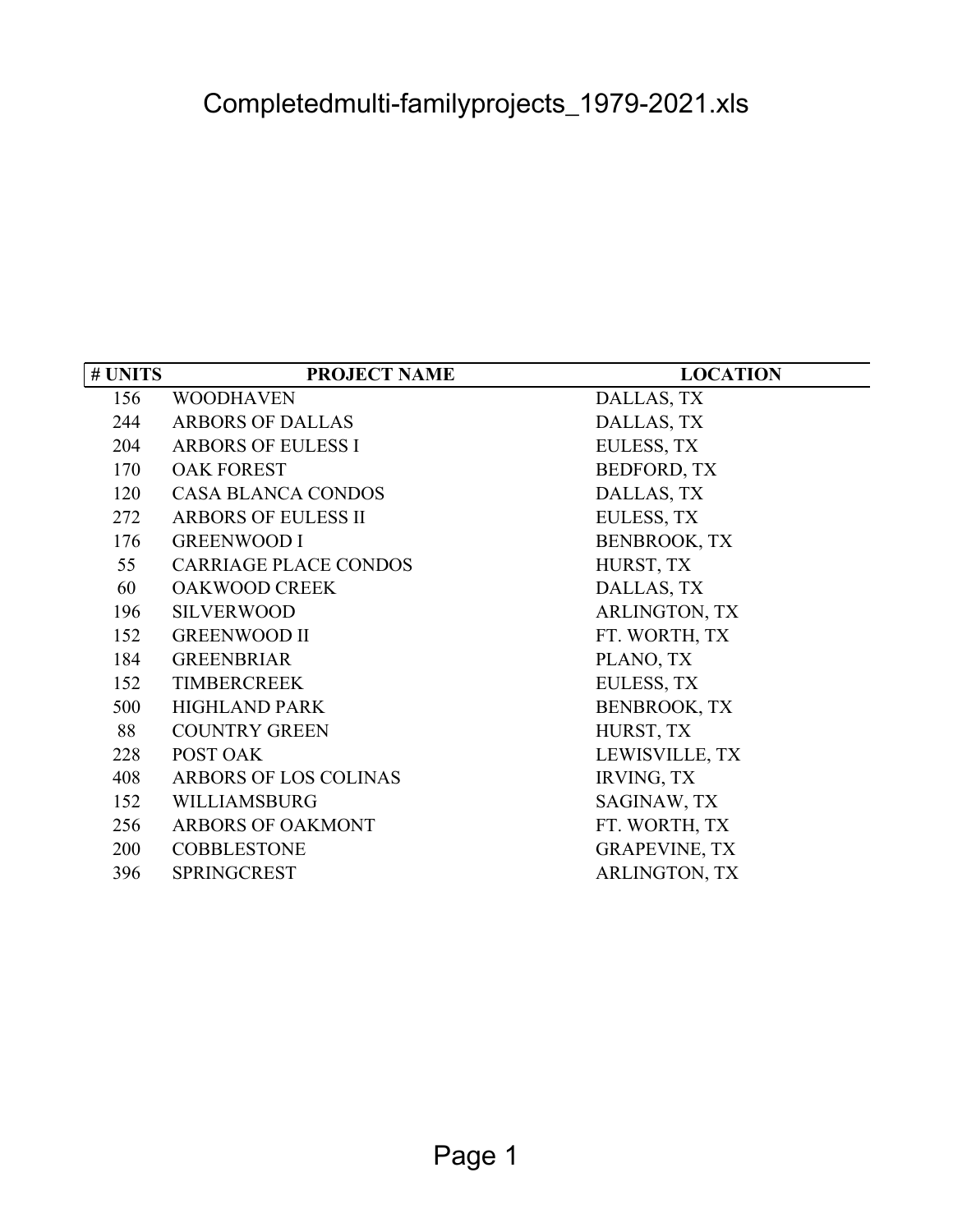# Completedmulti-familyprojects_1979-2021.xls

| # UNITS | PROJECT NAME | LOCATION |
|---|---|---|
| 156 | WOODHAVEN | DALLAS, TX |
| 244 | ARBORS OF DALLAS | DALLAS, TX |
| 204 | ARBORS OF EULESS I | EULESS, TX |
| 170 | OAK FOREST | BEDFORD, TX |
| 120 | CASA BLANCA CONDOS | DALLAS, TX |
| 272 | ARBORS OF EULESS II | EULESS, TX |
| 176 | GREENWOOD I | BENBROOK, TX |
| 55 | CARRIAGE PLACE CONDOS | HURST, TX |
| 60 | OAKWOOD CREEK | DALLAS, TX |
| 196 | SILVERWOOD | ARLINGTON, TX |
| 152 | GREENWOOD II | FT. WORTH, TX |
| 184 | GREENBRIAR | PLANO, TX |
| 152 | TIMBERCREEK | EULESS, TX |
| 500 | HIGHLAND PARK | BENBROOK, TX |
| 88 | COUNTRY GREEN | HURST, TX |
| 228 | POST OAK | LEWISVILLE, TX |
| 408 | ARBORS OF LOS COLINAS | IRVING, TX |
| 152 | WILLIAMSBURG | SAGINAW, TX |
| 256 | ARBORS OF OAKMONT | FT. WORTH, TX |
| 200 | COBBLESTONE | GRAPEVINE, TX |
| 396 | SPRINGCREST | ARLINGTON, TX |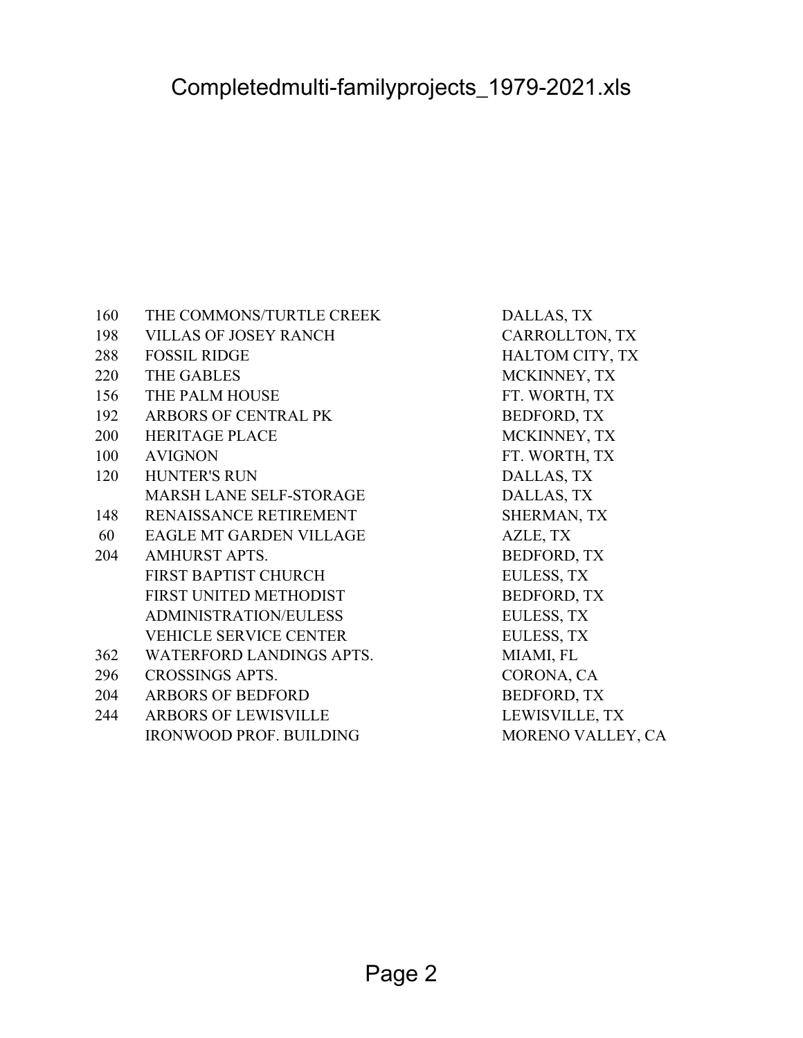# Completedmulti-familyprojects_1979-2021.xls

| | | |
|---|---|---|
| 160 | THE COMMONS/TURTLE CREEK | DALLAS, TX |
| 198 | VILLAS OF JOSEY RANCH | CARROLLTON, TX |
| 288 | FOSSIL RIDGE | HALTOM CITY, TX |
| 220 | THE GABLES | MCKINNEY, TX |
| 156 | THE PALM HOUSE | FT. WORTH, TX |
| 192 | ARBORS OF CENTRAL PK | BEDFORD, TX |
| 200 | HERITAGE PLACE | MCKINNEY, TX |
| 100 | AVIGNON | FT. WORTH, TX |
| 120 | HUNTER'S RUN | DALLAS, TX |
| | MARSH LANE SELF-STORAGE | DALLAS, TX |
| 148 | RENAISSANCE RETIREMENT | SHERMAN, TX |
| 60 | EAGLE MT GARDEN VILLAGE | AZLE, TX |
| 204 | AMHURST APTS. | BEDFORD, TX |
| | FIRST BAPTIST CHURCH | EULESS, TX |
| | FIRST UNITED METHODIST | BEDFORD, TX |
| | ADMINISTRATION/EULESS | EULESS, TX |
| | VEHICLE SERVICE CENTER | EULESS, TX |
| 362 | WATERFORD LANDINGS APTS. | MIAMI, FL |
| 296 | CROSSINGS APTS. | CORONA, CA |
| 204 | ARBORS OF BEDFORD | BEDFORD, TX |
| 244 | ARBORS OF LEWISVILLE | LEWISVILLE, TX |
| | IRONWOOD PROF. BUILDING | MORENO VALLEY, CA |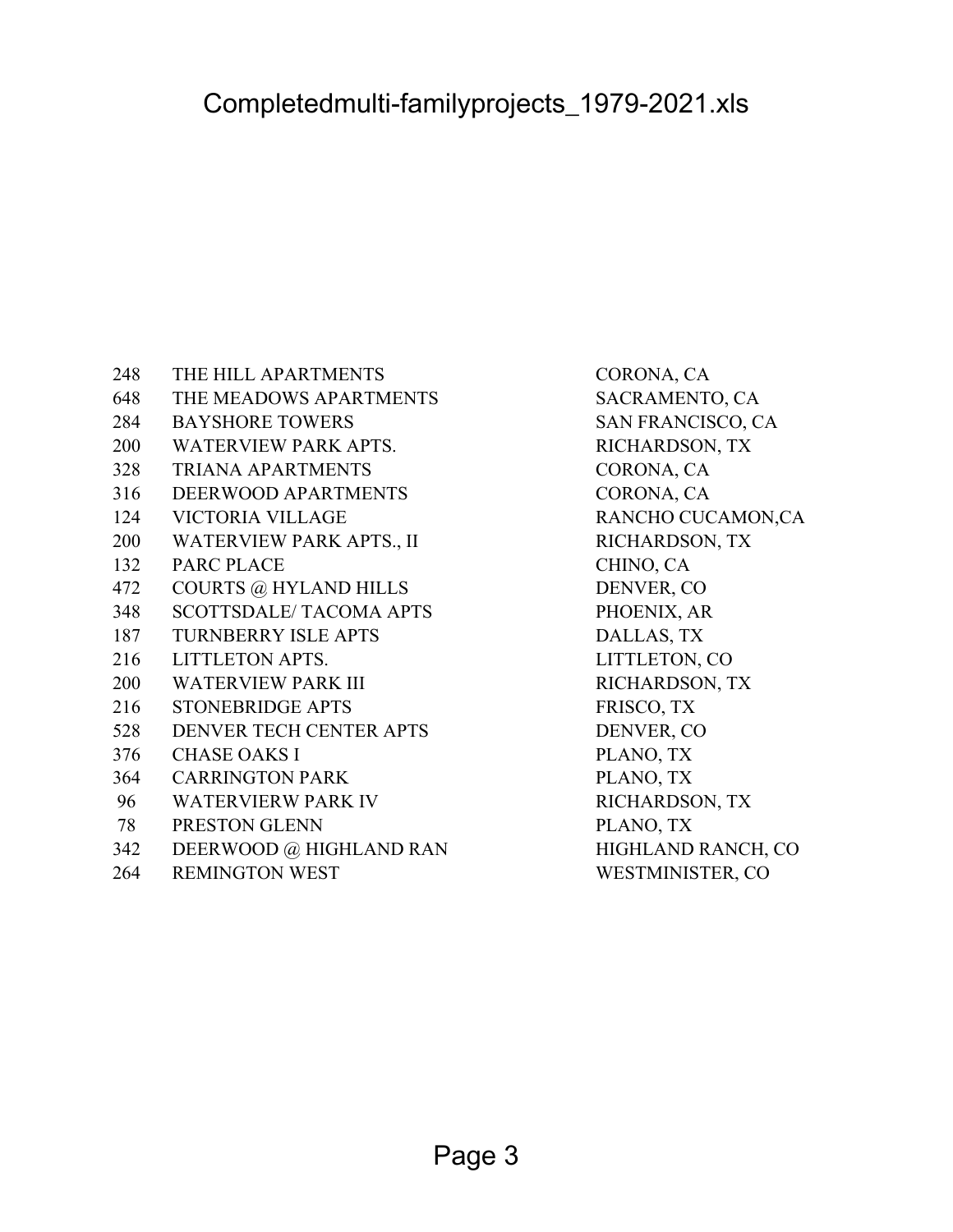# Completedmulti-familyprojects_1979-2021.xls

| | | |
|---|---|---|
| 248 | THE HILL APARTMENTS | CORONA, CA |
| 648 | THE MEADOWS APARTMENTS | SACRAMENTO, CA |
| 284 | BAYSHORE TOWERS | SAN FRANCISCO, CA |
| 200 | WATERVIEW PARK APTS. | RICHARDSON, TX |
| 328 | TRIANA APARTMENTS | CORONA, CA |
| 316 | DEERWOOD APARTMENTS | CORONA, CA |
| 124 | VICTORIA VILLAGE | RANCHO CUCAMON,CA |
| 200 | WATERVIEW PARK APTS., II | RICHARDSON, TX |
| 132 | PARC PLACE | CHINO, CA |
| 472 | COURTS @ HYLAND HILLS | DENVER, CO |
| 348 | SCOTTSDALE/ TACOMA APTS | PHOENIX, AR |
| 187 | TURNBERRY ISLE APTS | DALLAS, TX |
| 216 | LITTLETON APTS. | LITTLETON, CO |
| 200 | WATERVIEW PARK III | RICHARDSON, TX |
| 216 | STONEBRIDGE APTS | FRISCO, TX |
| 528 | DENVER TECH CENTER APTS | DENVER, CO |
| 376 | CHASE OAKS I | PLANO, TX |
| 364 | CARRINGTON PARK | PLANO, TX |
| 96 | WATERVIERW PARK IV | RICHARDSON, TX |
| 78 | PRESTON GLENN | PLANO, TX |
| 342 | DEERWOOD @ HIGHLAND RAN | HIGHLAND RANCH, CO |
| 264 | REMINGTON WEST | WESTMINISTER, CO |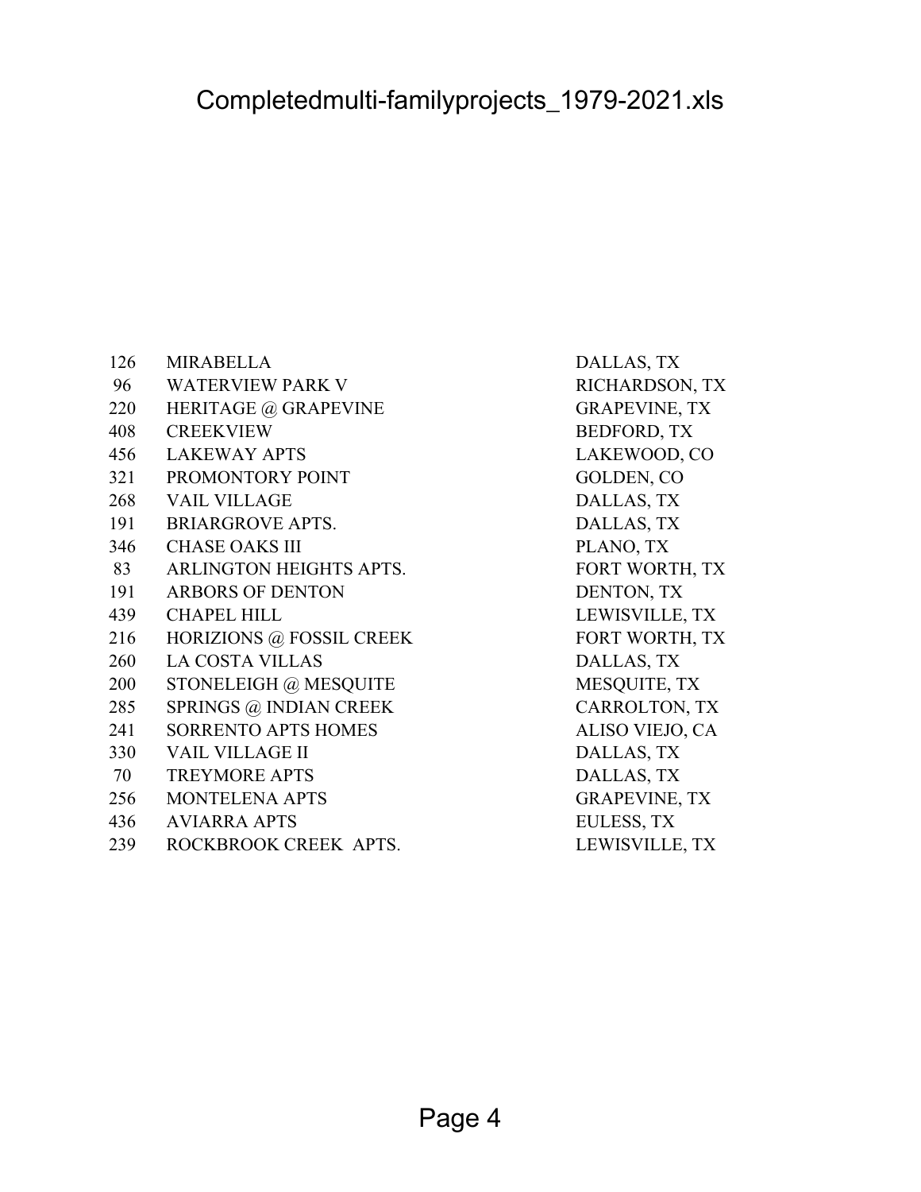| | | |
|---|---|---|
| 126 | MIRABELLA | DALLAS, TX |
| 96 | WATERVIEW PARK V | RICHARDSON, TX |
| 220 | HERITAGE @ GRAPEVINE | GRAPEVINE, TX |
| 408 | CREEKVIEW | BEDFORD, TX |
| 456 | LAKEWAY APTS | LAKEWOOD, CO |
| 321 | PROMONTORY POINT | GOLDEN, CO |
| 268 | VAIL VILLAGE | DALLAS, TX |
| 191 | BRIARGROVE APTS. | DALLAS, TX |
| 346 | CHASE OAKS III | PLANO, TX |
| 83 | ARLINGTON HEIGHTS APTS. | FORT WORTH, TX |
| 191 | ARBORS OF DENTON | DENTON, TX |
| 439 | CHAPEL HILL | LEWISVILLE, TX |
| 216 | HORIZIONS @ FOSSIL CREEK | FORT WORTH, TX |
| 260 | LA COSTA VILLAS | DALLAS, TX |
| 200 | STONELEIGH @ MESQUITE | MESQUITE, TX |
| 285 | SPRINGS @ INDIAN CREEK | CARROLTON, TX |
| 241 | SORRENTO APTS HOMES | ALISO VIEJO, CA |
| 330 | VAIL VILLAGE II | DALLAS, TX |
| 70 | TREYMORE APTS | DALLAS, TX |
| 256 | MONTELENA APTS | GRAPEVINE, TX |
| 436 | AVIARRA APTS | EULESS, TX |
| 239 | ROCKBROOK CREEK APTS. | LEWISVILLE, TX |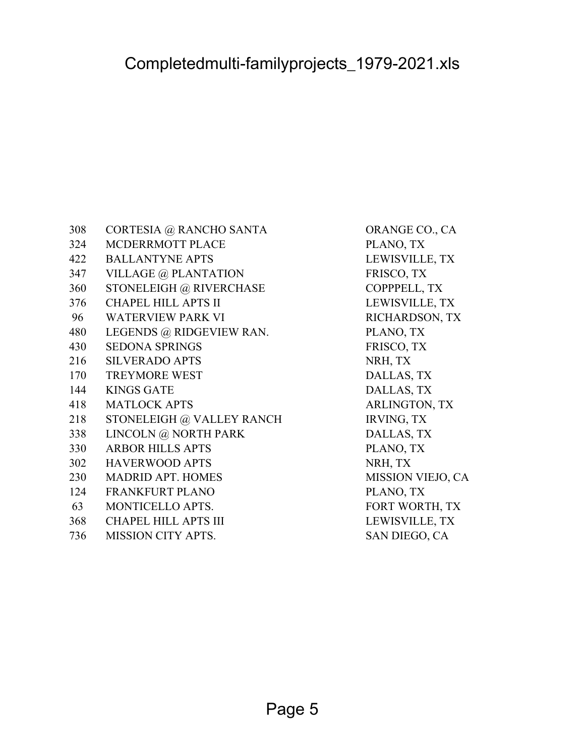| | | |
|---|---|---|
| 308 | CORTESIA @ RANCHO SANTA | ORANGE CO., CA |
| 324 | MCDERRMOTT PLACE | PLANO, TX |
| 422 | BALLANTYNE APTS | LEWISVILLE, TX |
| 347 | VILLAGE @ PLANTATION | FRISCO, TX |
| 360 | STONELEIGH @ RIVERCHASE | COPPPELL, TX |
| 376 | CHAPEL HILL APTS II | LEWISVILLE, TX |
| 96 | WATERVIEW PARK VI | RICHARDSON, TX |
| 480 | LEGENDS @ RIDGEVIEW RAN. | PLANO, TX |
| 430 | SEDONA SPRINGS | FRISCO, TX |
| 216 | SILVERADO APTS | NRH, TX |
| 170 | TREYMORE WEST | DALLAS, TX |
| 144 | KINGS GATE | DALLAS, TX |
| 418 | MATLOCK APTS | ARLINGTON, TX |
| 218 | STONELEIGH @ VALLEY RANCH | IRVING, TX |
| 338 | LINCOLN @ NORTH PARK | DALLAS, TX |
| 330 | ARBOR HILLS APTS | PLANO, TX |
| 302 | HAVERWOOD APTS | NRH, TX |
| 230 | MADRID APT. HOMES | MISSION VIEJO, CA |
| 124 | FRANKFURT PLANO | PLANO, TX |
| 63 | MONTICELLO APTS. | FORT WORTH, TX |
| 368 | CHAPEL HILL APTS III | LEWISVILLE, TX |
| 736 | MISSION CITY APTS. | SAN DIEGO, CA |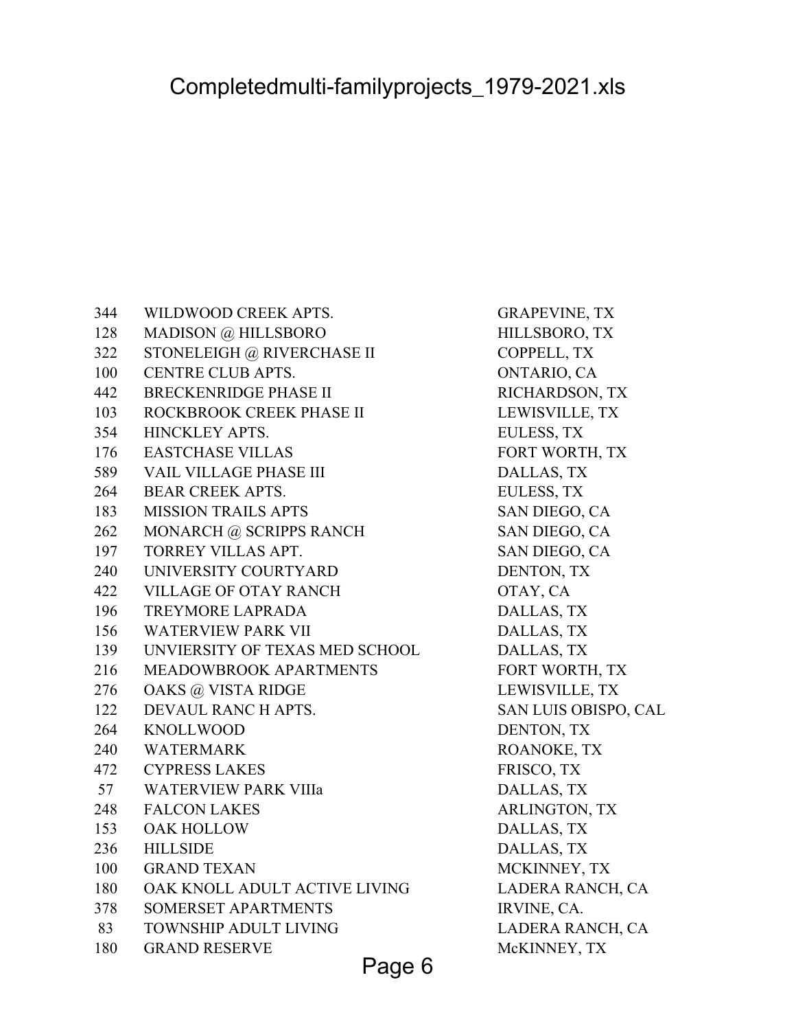# Completedmulti-familyprojects_1979-2021.xls

| | | |
|---|---|---|
| 344 | WILDWOOD CREEK APTS. | GRAPEVINE, TX |
| 128 | MADISON @ HILLSBORO | HILLSBORO, TX |
| 322 | STONELEIGH @ RIVERCHASE II | COPPELL, TX |
| 100 | CENTRE CLUB APTS. | ONTARIO, CA |
| 442 | BRECKENRIDGE PHASE II | RICHARDSON, TX |
| 103 | ROCKBROOK CREEK PHASE II | LEWISVILLE, TX |
| 354 | HINCKLEY APTS. | EULESS, TX |
| 176 | EASTCHASE VILLAS | FORT WORTH, TX |
| 589 | VAIL VILLAGE PHASE III | DALLAS, TX |
| 264 | BEAR CREEK APTS. | EULESS, TX |
| 183 | MISSION TRAILS APTS | SAN DIEGO, CA |
| 262 | MONARCH @ SCRIPPS RANCH | SAN DIEGO, CA |
| 197 | TORREY VILLAS APT. | SAN DIEGO, CA |
| 240 | UNIVERSITY COURTYARD | DENTON, TX |
| 422 | VILLAGE OF OTAY RANCH | OTAY, CA |
| 196 | TREYMORE LAPRADA | DALLAS, TX |
| 156 | WATERVIEW PARK VII | DALLAS, TX |
| 139 | UNVIERSITY OF TEXAS MED SCHOOL | DALLAS, TX |
| 216 | MEADOWBROOK APARTMENTS | FORT WORTH, TX |
| 276 | OAKS @ VISTA RIDGE | LEWISVILLE, TX |
| 122 | DEVAUL RANC H APTS. | SAN LUIS OBISPO, CAL |
| 264 | KNOLLWOOD | DENTON, TX |
| 240 | WATERMARK | ROANOKE, TX |
| 472 | CYPRESS LAKES | FRISCO, TX |
| 57 | WATERVIEW PARK VIIIa | DALLAS, TX |
| 248 | FALCON LAKES | ARLINGTON, TX |
| 153 | OAK HOLLOW | DALLAS, TX |
| 236 | HILLSIDE | DALLAS, TX |
| 100 | GRAND TEXAN | MCKINNEY, TX |
| 180 | OAK KNOLL ADULT ACTIVE LIVING | LADERA RANCH, CA |
| 378 | SOMERSET APARTMENTS | IRVINE, CA. |
| 83 | TOWNSHIP ADULT LIVING | LADERA RANCH, CA |
| 180 | GRAND RESERVE | McKINNEY, TX |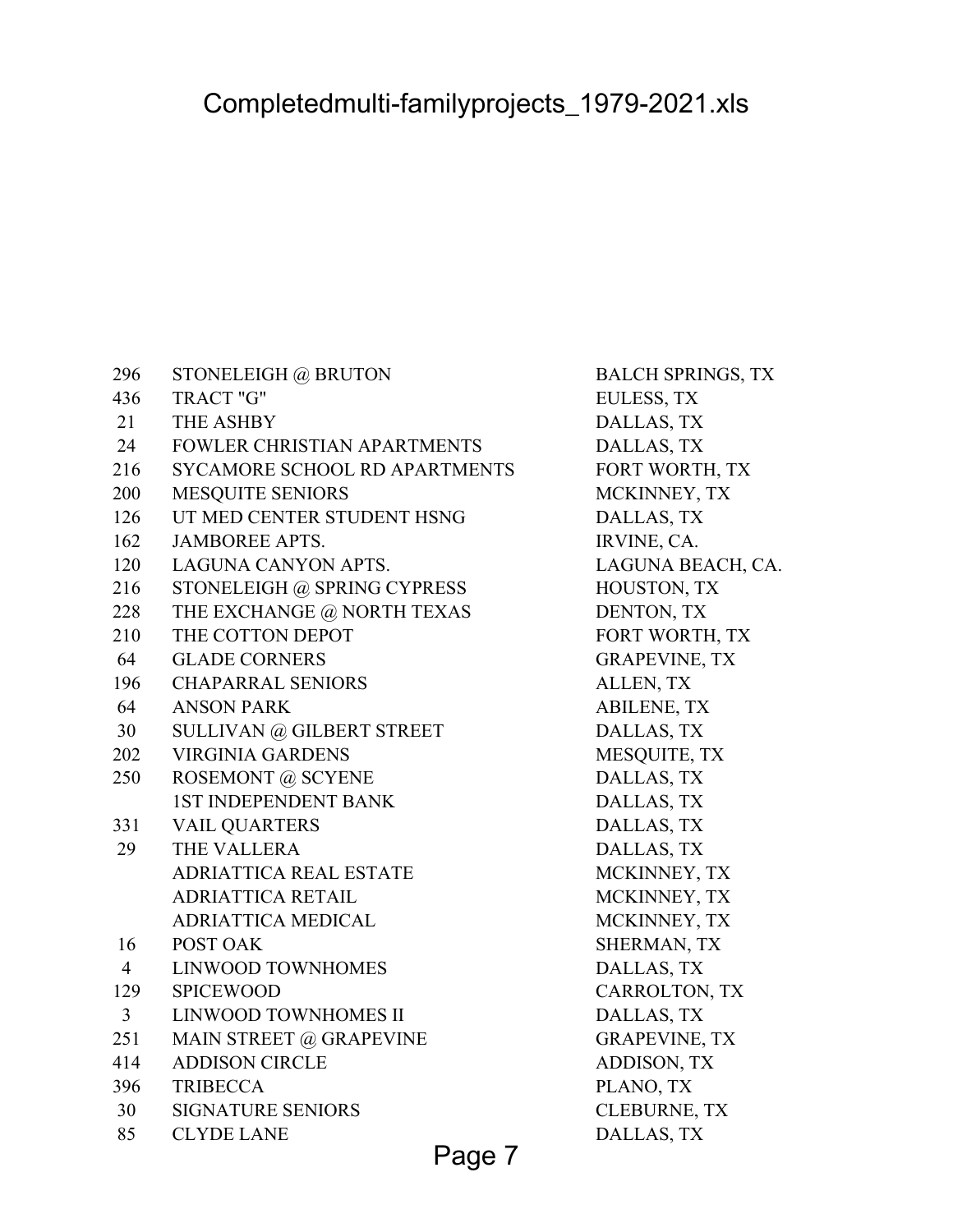# Completedmulti-familyprojects_1979-2021.xls

| | | |
|---|---|---|
| 296 | STONELEIGH @ BRUTON | BALCH SPRINGS, TX |
| 436 | TRACT "G" | EULESS, TX |
| 21 | THE ASHBY | DALLAS, TX |
| 24 | FOWLER CHRISTIAN APARTMENTS | DALLAS, TX |
| 216 | SYCAMORE SCHOOL RD APARTMENTS | FORT WORTH, TX |
| 200 | MESQUITE SENIORS | MCKINNEY, TX |
| 126 | UT MED CENTER STUDENT HSNG | DALLAS, TX |
| 162 | JAMBOREE APTS. | IRVINE, CA. |
| 120 | LAGUNA CANYON APTS. | LAGUNA BEACH, CA. |
| 216 | STONELEIGH @ SPRING CYPRESS | HOUSTON, TX |
| 228 | THE EXCHANGE @ NORTH TEXAS | DENTON, TX |
| 210 | THE COTTON DEPOT | FORT WORTH, TX |
| 64 | GLADE CORNERS | GRAPEVINE, TX |
| 196 | CHAPARRAL SENIORS | ALLEN, TX |
| 64 | ANSON PARK | ABILENE, TX |
| 30 | SULLIVAN @ GILBERT STREET | DALLAS, TX |
| 202 | VIRGINIA GARDENS | MESQUITE, TX |
| 250 | ROSEMONT @ SCYENE | DALLAS, TX |
| | 1ST INDEPENDENT BANK | DALLAS, TX |
| 331 | VAIL QUARTERS | DALLAS, TX |
| 29 | THE VALLERA | DALLAS, TX |
| | ADRIATTICA REAL ESTATE | MCKINNEY, TX |
| | ADRIATTICA RETAIL | MCKINNEY, TX |
| | ADRIATTICA MEDICAL | MCKINNEY, TX |
| 16 | POST OAK | SHERMAN, TX |
| 4 | LINWOOD TOWNHOMES | DALLAS, TX |
| 129 | SPICEWOOD | CARROLTON, TX |
| 3 | LINWOOD TOWNHOMES II | DALLAS, TX |
| 251 | MAIN STREET @ GRAPEVINE | GRAPEVINE, TX |
| 414 | ADDISON CIRCLE | ADDISON, TX |
| 396 | TRIBECCA | PLANO, TX |
| 30 | SIGNATURE SENIORS | CLEBURNE, TX |
| 85 | CLYDE LANE | DALLAS, TX |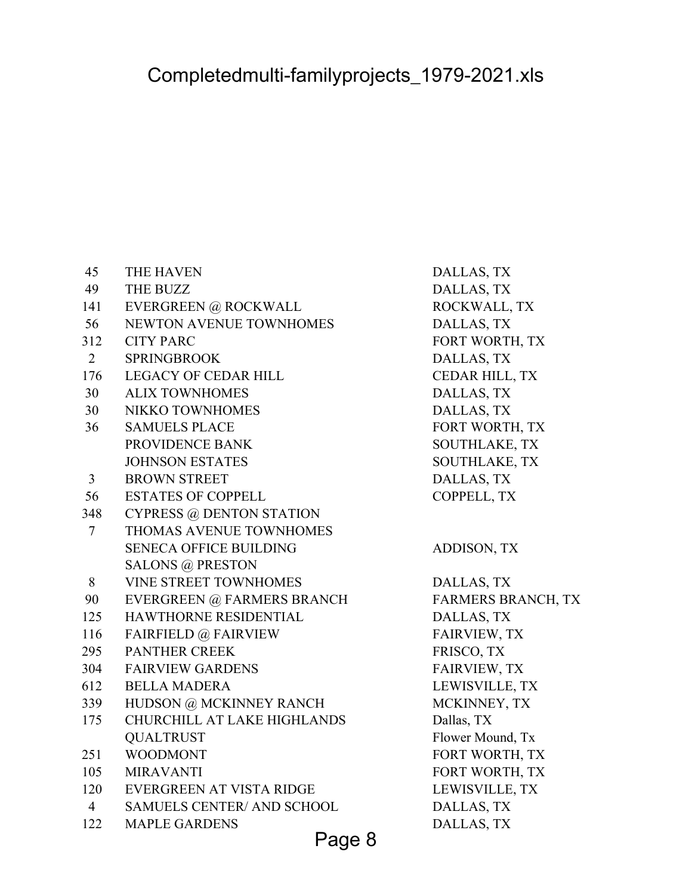Completedmulti-familyprojects_1979-2021.xls

| | | |
|---|---|---|
| 45 | THE HAVEN | DALLAS, TX |
| 49 | THE BUZZ | DALLAS, TX |
| 141 | EVERGREEN @ ROCKWALL | ROCKWALL, TX |
| 56 | NEWTON AVENUE TOWNHOMES | DALLAS, TX |
| 312 | CITY PARC | FORT WORTH, TX |
| 2 | SPRINGBROOK | DALLAS, TX |
| 176 | LEGACY OF CEDAR HILL | CEDAR HILL, TX |
| 30 | ALIX TOWNHOMES | DALLAS, TX |
| 30 | NIKKO TOWNHOMES | DALLAS, TX |
| 36 | SAMUELS PLACE | FORT WORTH, TX |
| | PROVIDENCE BANK | SOUTHLAKE, TX |
| | JOHNSON ESTATES | SOUTHLAKE, TX |
| 3 | BROWN STREET | DALLAS, TX |
| 56 | ESTATES OF COPPELL | COPPELL, TX |
| 348 | CYPRESS @ DENTON STATION | |
| 7 | THOMAS AVENUE TOWNHOMES | |
| | SENECA OFFICE BUILDING | ADDISON, TX |
| | SALONS @ PRESTON | |
| 8 | VINE STREET TOWNHOMES | DALLAS, TX |
| 90 | EVERGREEN @ FARMERS BRANCH | FARMERS BRANCH, TX |
| 125 | HAWTHORNE RESIDENTIAL | DALLAS, TX |
| 116 | FAIRFIELD @ FAIRVIEW | FAIRVIEW, TX |
| 295 | PANTHER CREEK | FRISCO, TX |
| 304 | FAIRVIEW GARDENS | FAIRVIEW, TX |
| 612 | BELLA MADERA | LEWISVILLE, TX |
| 339 | HUDSON @ MCKINNEY RANCH | MCKINNEY, TX |
| 175 | CHURCHILL AT LAKE HIGHLANDS | Dallas, TX |
| | QUALTRUST | Flower Mound, Tx |
| 251 | WOODMONT | FORT WORTH, TX |
| 105 | MIRAVANTI | FORT WORTH, TX |
| 120 | EVERGREEN AT VISTA RIDGE | LEWISVILLE, TX |
| 4 | SAMUELS CENTER/ AND SCHOOL | DALLAS, TX |
| 122 | MAPLE GARDENS | DALLAS, TX |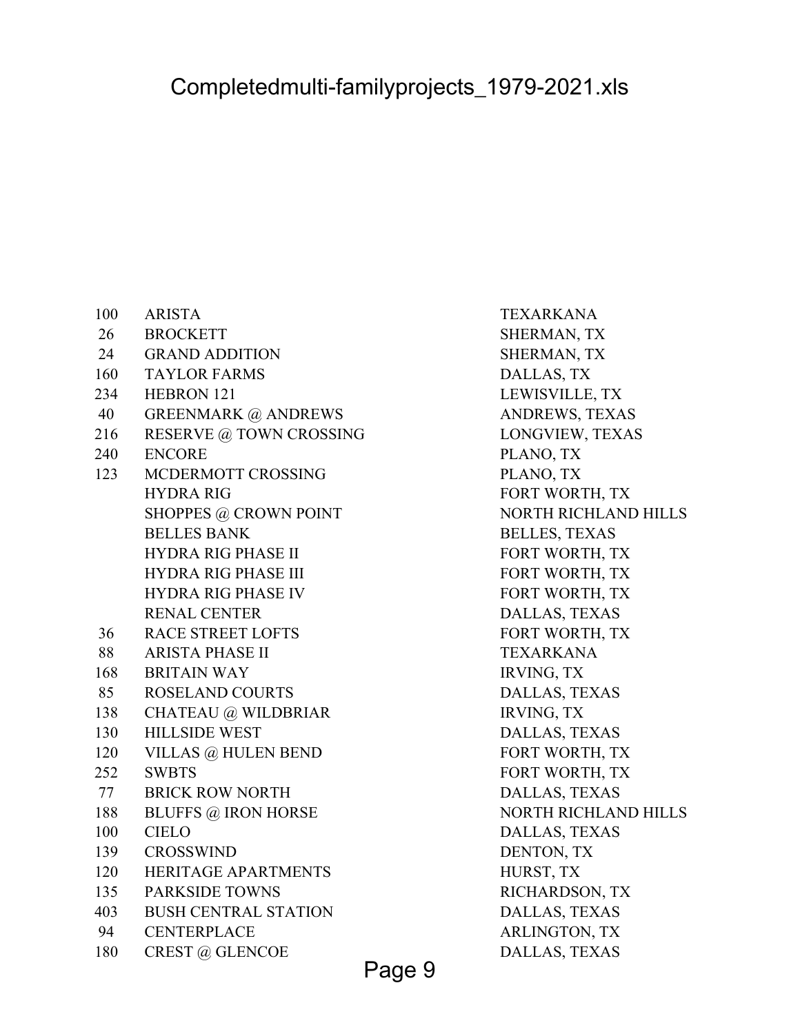# Completedmulti-familyprojects_1979-2021.xls

| | | |
|---|---|---|
| 100 | ARISTA | TEXARKANA |
| 26 | BROCKETT | SHERMAN, TX |
| 24 | GRAND ADDITION | SHERMAN, TX |
| 160 | TAYLOR FARMS | DALLAS, TX |
| 234 | HEBRON 121 | LEWISVILLE, TX |
| 40 | GREENMARK @ ANDREWS | ANDREWS, TEXAS |
| 216 | RESERVE @ TOWN CROSSING | LONGVIEW, TEXAS |
| 240 | ENCORE | PLANO, TX |
| 123 | MCDERMOTT CROSSING | PLANO, TX |
| | HYDRA RIG | FORT WORTH, TX |
| | SHOPPES @ CROWN POINT | NORTH RICHLAND HILLS |
| | BELLES BANK | BELLES, TEXAS |
| | HYDRA RIG PHASE II | FORT WORTH, TX |
| | HYDRA RIG PHASE III | FORT WORTH, TX |
| | HYDRA RIG PHASE IV | FORT WORTH, TX |
| | RENAL CENTER | DALLAS, TEXAS |
| 36 | RACE STREET LOFTS | FORT WORTH, TX |
| 88 | ARISTA PHASE II | TEXARKANA |
| 168 | BRITAIN WAY | IRVING, TX |
| 85 | ROSELAND COURTS | DALLAS, TEXAS |
| 138 | CHATEAU @ WILDBRIAR | IRVING, TX |
| 130 | HILLSIDE WEST | DALLAS, TEXAS |
| 120 | VILLAS @ HULEN BEND | FORT WORTH, TX |
| 252 | SWBTS | FORT WORTH, TX |
| 77 | BRICK ROW NORTH | DALLAS, TEXAS |
| 188 | BLUFFS @ IRON HORSE | NORTH RICHLAND HILLS |
| 100 | CIELO | DALLAS, TEXAS |
| 139 | CROSSWIND | DENTON, TX |
| 120 | HERITAGE APARTMENTS | HURST, TX |
| 135 | PARKSIDE TOWNS | RICHARDSON, TX |
| 403 | BUSH CENTRAL STATION | DALLAS, TEXAS |
| 94 | CENTERPLACE | ARLINGTON, TX |
| 180 | CREST @ GLENCOE | DALLAS, TEXAS |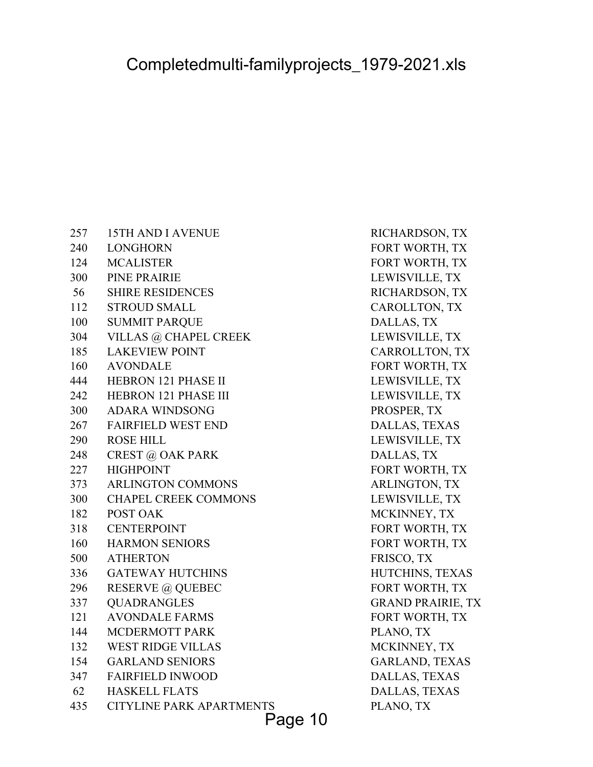| | | |
|---|---|---|
| 257 | 15TH AND I AVENUE | RICHARDSON, TX |
| 240 | LONGHORN | FORT WORTH, TX |
| 124 | MCALISTER | FORT WORTH, TX |
| 300 | PINE PRAIRIE | LEWISVILLE, TX |
| 56 | SHIRE RESIDENCES | RICHARDSON, TX |
| 112 | STROUD SMALL | CAROLLTON, TX |
| 100 | SUMMIT PARQUE | DALLAS, TX |
| 304 | VILLAS @ CHAPEL CREEK | LEWISVILLE, TX |
| 185 | LAKEVIEW POINT | CARROLLTON, TX |
| 160 | AVONDALE | FORT WORTH, TX |
| 444 | HEBRON 121 PHASE II | LEWISVILLE, TX |
| 242 | HEBRON 121 PHASE III | LEWISVILLE, TX |
| 300 | ADARA WINDSONG | PROSPER, TX |
| 267 | FAIRFIELD WEST END | DALLAS, TEXAS |
| 290 | ROSE HILL | LEWISVILLE, TX |
| 248 | CREST @ OAK PARK | DALLAS, TX |
| 227 | HIGHPOINT | FORT WORTH, TX |
| 373 | ARLINGTON COMMONS | ARLINGTON, TX |
| 300 | CHAPEL CREEK COMMONS | LEWISVILLE, TX |
| 182 | POST OAK | MCKINNEY, TX |
| 318 | CENTERPOINT | FORT WORTH, TX |
| 160 | HARMON SENIORS | FORT WORTH, TX |
| 500 | ATHERTON | FRISCO, TX |
| 336 | GATEWAY HUTCHINS | HUTCHINS, TEXAS |
| 296 | RESERVE @ QUEBEC | FORT WORTH, TX |
| 337 | QUADRANGLES | GRAND PRAIRIE, TX |
| 121 | AVONDALE FARMS | FORT WORTH, TX |
| 144 | MCDERMOTT PARK | PLANO, TX |
| 132 | WEST RIDGE VILLAS | MCKINNEY, TX |
| 154 | GARLAND SENIORS | GARLAND, TEXAS |
| 347 | FAIRFIELD INWOOD | DALLAS, TEXAS |
| 62 | HASKELL FLATS | DALLAS, TEXAS |
| 435 | CITYLINE PARK APARTMENTS | PLANO, TX |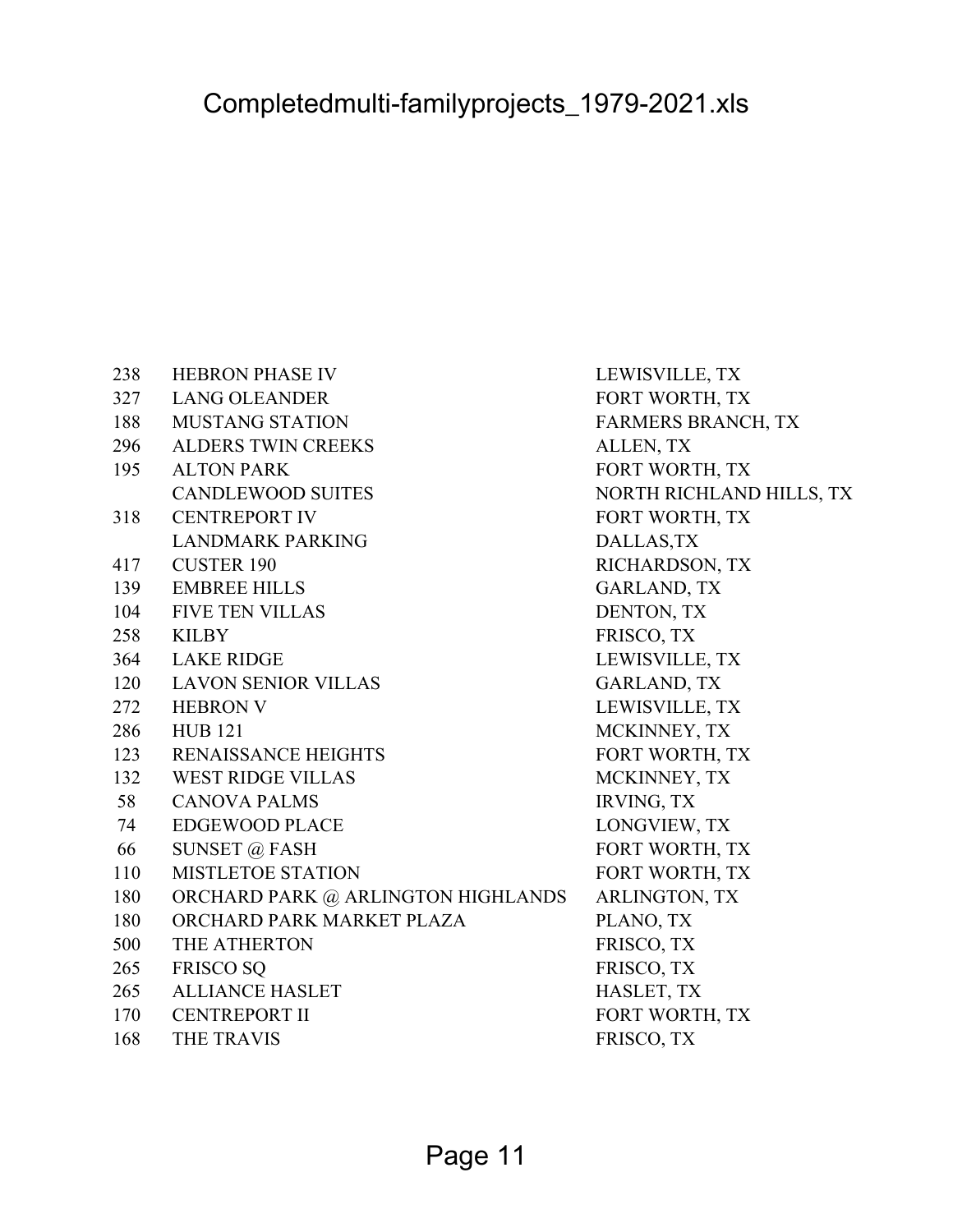# Completedmulti-familyprojects_1979-2021.xls

| | | |
|---|---|---|
| 238 | HEBRON PHASE IV | LEWISVILLE, TX |
| 327 | LANG OLEANDER | FORT WORTH, TX |
| 188 | MUSTANG STATION | FARMERS BRANCH, TX |
| 296 | ALDERS TWIN CREEKS | ALLEN, TX |
| 195 | ALTON PARK | FORT WORTH, TX |
| | CANDLEWOOD SUITES | NORTH RICHLAND HILLS, TX |
| 318 | CENTREPORT IV | FORT WORTH, TX |
| | LANDMARK PARKING | DALLAS,TX |
| 417 | CUSTER 190 | RICHARDSON, TX |
| 139 | EMBREE HILLS | GARLAND, TX |
| 104 | FIVE TEN VILLAS | DENTON, TX |
| 258 | KILBY | FRISCO, TX |
| 364 | LAKE RIDGE | LEWISVILLE, TX |
| 120 | LAVON SENIOR VILLAS | GARLAND, TX |
| 272 | HEBRON V | LEWISVILLE, TX |
| 286 | HUB 121 | MCKINNEY, TX |
| 123 | RENAISSANCE HEIGHTS | FORT WORTH, TX |
| 132 | WEST RIDGE VILLAS | MCKINNEY, TX |
| 58 | CANOVA PALMS | IRVING, TX |
| 74 | EDGEWOOD PLACE | LONGVIEW, TX |
| 66 | SUNSET @ FASH | FORT WORTH, TX |
| 110 | MISTLETOE STATION | FORT WORTH, TX |
| 180 | ORCHARD PARK @ ARLINGTON HIGHLANDS | ARLINGTON, TX |
| 180 | ORCHARD PARK MARKET PLAZA | PLANO, TX |
| 500 | THE ATHERTON | FRISCO, TX |
| 265 | FRISCO SQ | FRISCO, TX |
| 265 | ALLIANCE HASLET | HASLET, TX |
| 170 | CENTREPORT II | FORT WORTH, TX |
| 168 | THE TRAVIS | FRISCO, TX |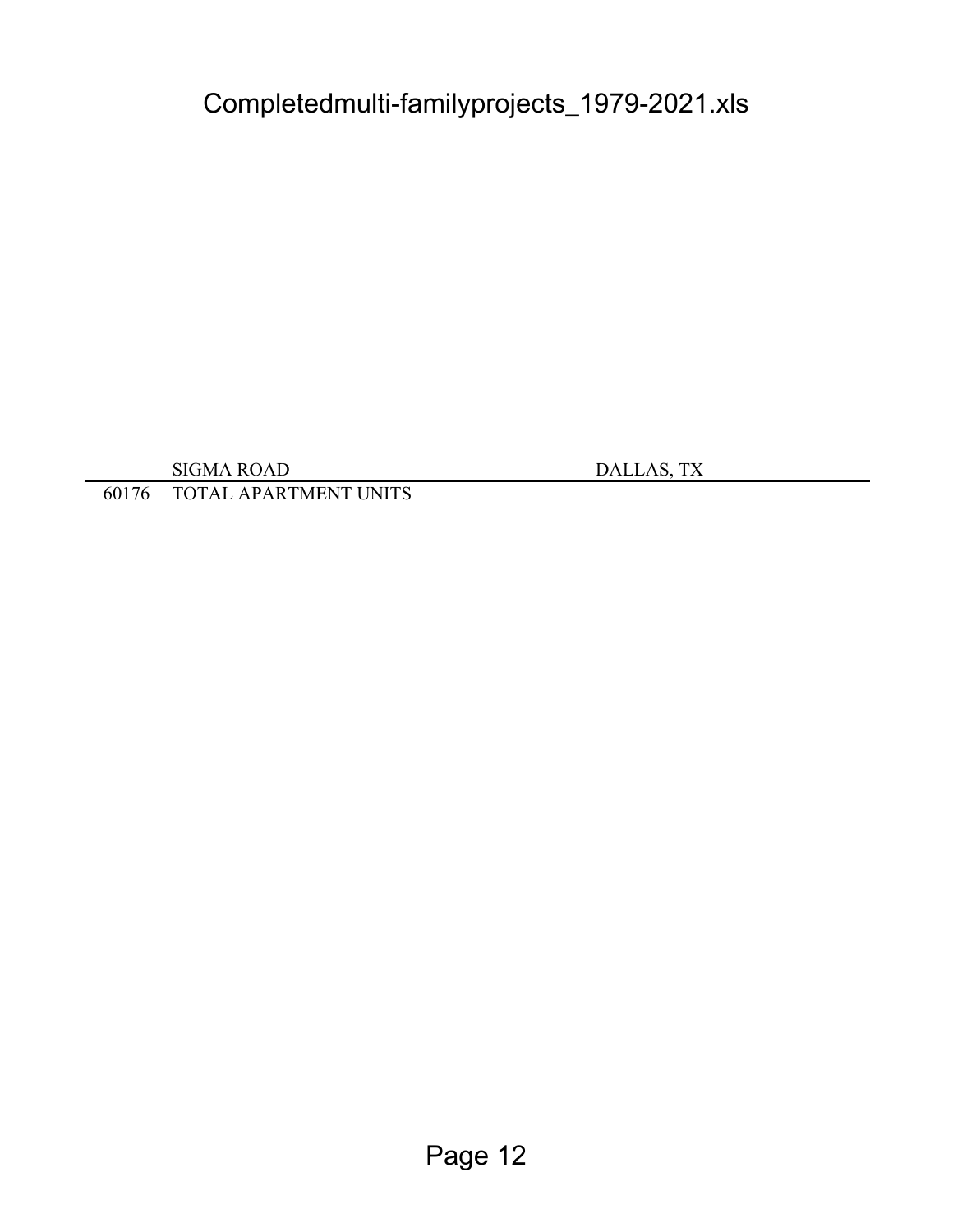| | | |
|---|---|---|
| | SIGMA ROAD | DALLAS, TX |
| 60176 | TOTAL APARTMENT UNITS | |